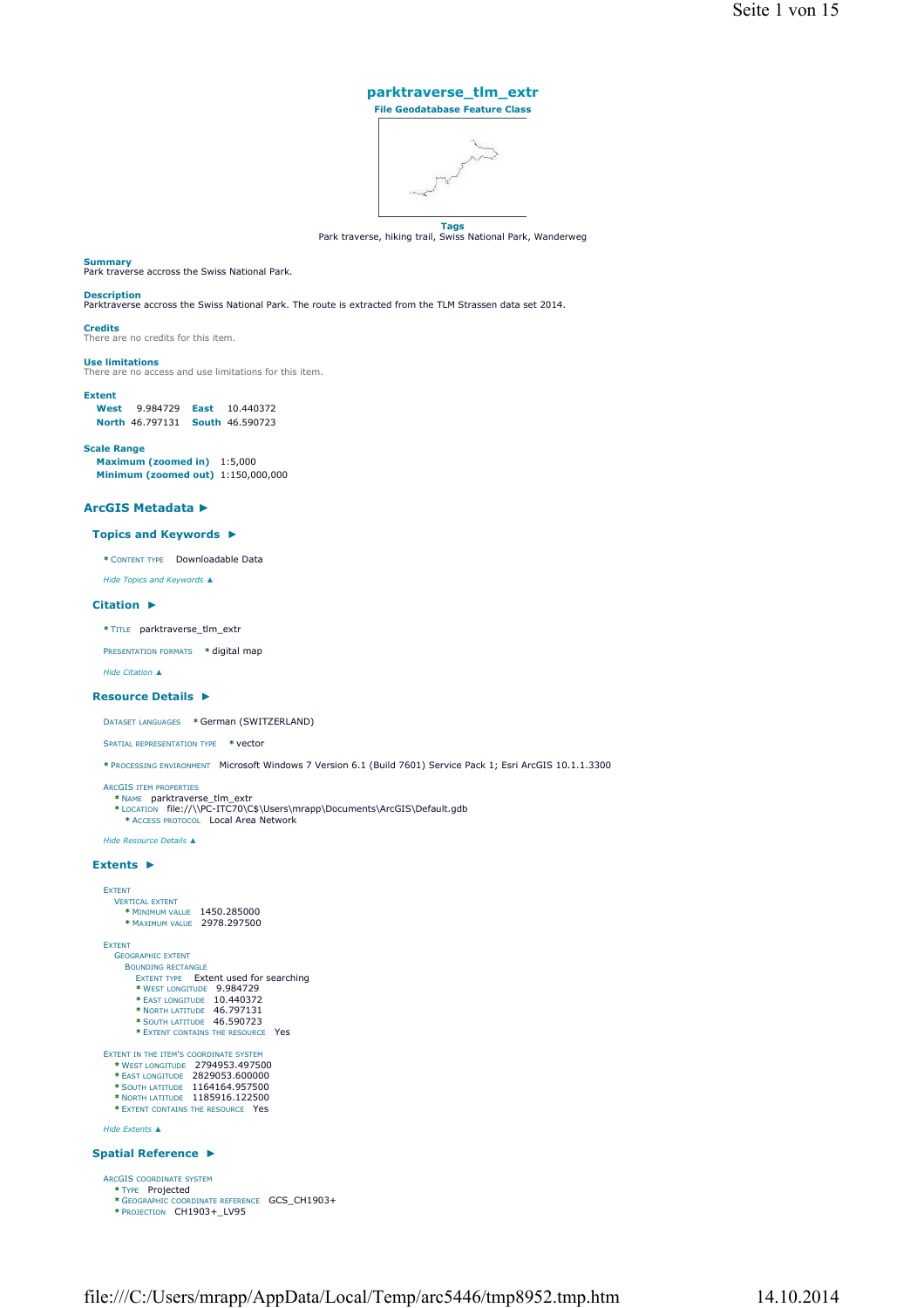# parktraverse_tlm_extr

**File Geodatabase Feature Class**

**Tags**
Park traverse, hiking trail, Swiss National Park, Wanderweg

**Summary**
Park traverse accross the Swiss National Park.

**Description**
Parktraverse accross the Swiss National Park. The route is extracted from the TLM Strassen data set 2014.

**Credits**
There are no credits for this item.

**Use limitations**
There are no access and use limitations for this item.

**Extent**

| | | | |
|---|---|---|---|
| **West** | 9.984729 | **East** | 10.440372 |
| **North** | 46.797131 | **South** | 46.590723 |

**Scale Range**

| | |
|---|---|
| **Maximum (zoomed in)** | 1:5,000 |
| **Minimum (zoomed out)** | 1:150,000,000 |

## ArcGIS Metadata ►

### Topics and Keywords ►

* CONTENT TYPE Downloadable Data

*Hide Topics and Keywords ▲*

### Citation ►

* TITLE parktraverse_tlm_extr

PRESENTATION FORMATS * digital map

*Hide Citation ▲*

### Resource Details ►

DATASET LANGUAGES * German (SWITZERLAND)

SPATIAL REPRESENTATION TYPE * vector

* PROCESSING ENVIRONMENT Microsoft Windows 7 Version 6.1 (Build 7601) Service Pack 1; Esri ArcGIS 10.1.1.3300

ARCGIS ITEM PROPERTIES
- * NAME parktraverse_tlm_extr
- * LOCATION file://\\PC-ITC70\C$\Users\mrapp\Documents\ArcGIS\Default.gdb
  - * ACCESS PROTOCOL Local Area Network

*Hide Resource Details ▲*

### Extents ►

EXTENT
- VERTICAL EXTENT
  - * MINIMUM VALUE 1450.285000
  - * MAXIMUM VALUE 2978.297500

EXTENT
- GEOGRAPHIC EXTENT
  - BOUNDING RECTANGLE
    - EXTENT TYPE Extent used for searching
    - * WEST LONGITUDE 9.984729
    - * EAST LONGITUDE 10.440372
    - * NORTH LATITUDE 46.797131
    - * SOUTH LATITUDE 46.590723
    - * EXTENT CONTAINS THE RESOURCE Yes

EXTENT IN THE ITEM'S COORDINATE SYSTEM
- * WEST LONGITUDE 2794953.497500
- * EAST LONGITUDE 2829053.600000
- * SOUTH LATITUDE 1164164.957500
- * NORTH LATITUDE 1185916.122500
- * EXTENT CONTAINS THE RESOURCE Yes

*Hide Extents ▲*

### Spatial Reference ►

ARCGIS COORDINATE SYSTEM
- * TYPE Projected
- * GEOGRAPHIC COORDINATE REFERENCE GCS_CH1903+
- * PROJECTION CH1903+_LV95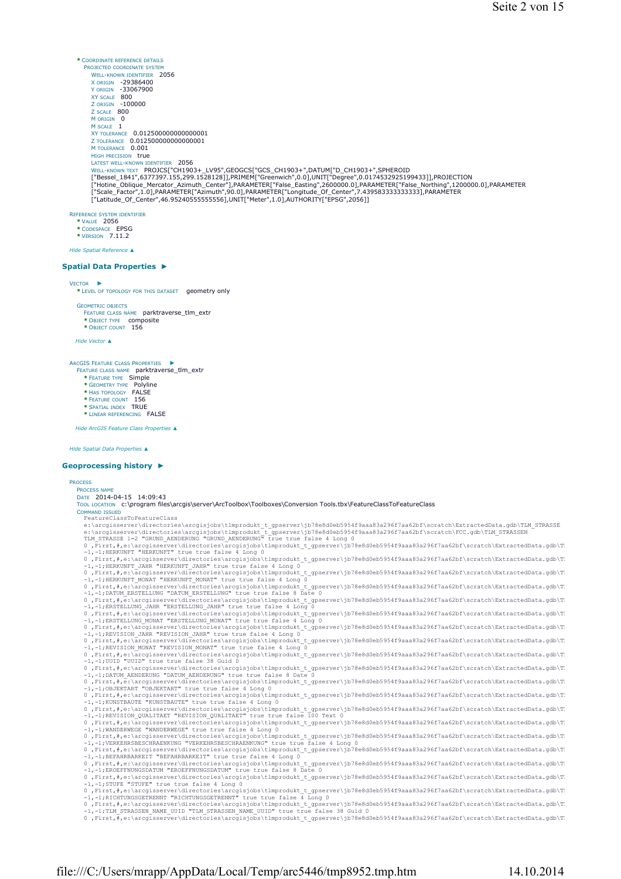* COORDINATE REFERENCE DETAILS
  - PROJECTED COORDINATE SYSTEM
    - WELL-KNOWN IDENTIFIER 2056
    - X ORIGIN -29386400
    - Y ORIGIN -33067900
    - XY SCALE 800
    - Z ORIGIN -100000
    - Z SCALE 800
    - M ORIGIN 0
    - M SCALE 1
    - XY TOLERANCE 0.0125000000000000001
    - Z TOLERANCE 0.0125000000000000001
    - M TOLERANCE 0.001
    - HIGH PRECISION true
    - LATEST WELL-KNOWN IDENTIFIER 2056
    - WELL-KNOWN TEXT PROJCS["CH1903+_LV95",GEOGCS["GCS_CH1903+",DATUM["D_CH1903+",SPHEROID ["Bessel_1841",6377397.155,299.1528128]],PRIMEM["Greenwich",0.0],UNIT["Degree",0.0174532925199433]],PROJECTION ["Hotine_Oblique_Mercator_Azimuth_Center"],PARAMETER["False_Easting",2600000.0],PARAMETER["False_Northing",1200000.0],PARAMETER ["Scale_Factor",1.0],PARAMETER["Azimuth",90.0],PARAMETER["Longitude_Of_Center",7.439583333333333],PARAMETER ["Latitude_Of_Center",46.95240555555556],UNIT["Meter",1.0],AUTHORITY["EPSG",2056]]

REFERENCE SYSTEM IDENTIFIER
* VALUE 2056
* CODESPACE EPSG
* VERSION 7.11.2

*Hide Spatial Reference ▲*

## Spatial Data Properties ►

VECTOR ►
* LEVEL OF TOPOLOGY FOR THIS DATASET geometry only

GEOMETRIC OBJECTS
- FEATURE CLASS NAME parktraverse_tlm_extr
* OBJECT TYPE composite
* OBJECT COUNT 156

*Hide Vector ▲*

ARCGIS FEATURE CLASS PROPERTIES ►
- FEATURE CLASS NAME parktraverse_tlm_extr
* FEATURE TYPE Simple
* GEOMETRY TYPE Polyline
* HAS TOPOLOGY FALSE
* FEATURE COUNT 156
* SPATIAL INDEX TRUE
* LINEAR REFERENCING FALSE

*Hide ArcGIS Feature Class Properties ▲*

*Hide Spatial Data Properties ▲*

## Geoprocessing history ►

PROCESS
- PROCESS NAME
- DATE 2014-04-15 14:09:43
- TOOL LOCATION c:\program files\arcgis\server\ArcToolbox\Toolboxes\Conversion Tools.tbx\FeatureClassToFeatureClass
- COMMAND ISSUED

```
FeatureClassToFeatureClass
e:\arcgisserver\directories\arcgisjobs\tlmprodukt_t_gpserver\jb78e8d0eb5954f9aaa83a296f7aa62bf\scratch\ExtractedData.gdb\TLM_STRASSE
e:\arcgisserver\directories\arcgisjobs\tlmprodukt_t_gpserver\jb78e8d0eb5954f9aaa83a296f7aa62bf\scratch\FCC.gdb\TLM_STRASSEN
TLM_STRASSE 1=2 "GRUND_AENDERUNG "GRUND_AENDERUNG" true true false 4 Long 0
0 ,First,#,e:\arcgisserver\directories\arcgisjobs\tlmprodukt_t_gpserver\jb78e8d0eb5954f9aaa83a296f7aa62bf\scratch\ExtractedData.gdb\T
-1,-1;HERKUNFT "HERKUNFT" true true false 4 Long 0
0 ,First,#,e:\arcgisserver\directories\arcgisjobs\tlmprodukt_t_gpserver\jb78e8d0eb5954f9aaa83a296f7aa62bf\scratch\ExtractedData.gdb\T
-1,-1;HERKUNFT_JAHR "HERKUNFT_JAHR" true true false 4 Long 0
0 ,First,#,e:\arcgisserver\directories\arcgisjobs\tlmprodukt_t_gpserver\jb78e8d0eb5954f9aaa83a296f7aa62bf\scratch\ExtractedData.gdb\T
-1,-1;HERKUNFT_MONAT "HERKUNFT_MONAT" true true false 4 Long 0
0 ,First,#,e:\arcgisserver\directories\arcgisjobs\tlmprodukt_t_gpserver\jb78e8d0eb5954f9aaa83a296f7aa62bf\scratch\ExtractedData.gdb\T
-1,-1;DATUM_ERSTELLUNG "DATUM_ERSTELLUNG" true true false 8 Date 0
0 ,First,#,e:\arcgisserver\directories\arcgisjobs\tlmprodukt_t_gpserver\jb78e8d0eb5954f9aaa83a296f7aa62bf\scratch\ExtractedData.gdb\T
-1,-1;ERSTELLUNG_JAHR "ERSTELLUNG_JAHR" true true false 4 Long 0
0 ,First,#,e:\arcgisserver\directories\arcgisjobs\tlmprodukt_t_gpserver\jb78e8d0eb5954f9aaa83a296f7aa62bf\scratch\ExtractedData.gdb\T
-1,-1;ERSTELLUNG_MONAT "ERSTELLUNG_MONAT" true true false 4 Long 0
0 ,First,#,e:\arcgisserver\directories\arcgisjobs\tlmprodukt_t_gpserver\jb78e8d0eb5954f9aaa83a296f7aa62bf\scratch\ExtractedData.gdb\T
-1,-1;REVISION_JAHR "REVISION_JAHR" true true false 4 Long 0
0 ,First,#,e:\arcgisserver\directories\arcgisjobs\tlmprodukt_t_gpserver\jb78e8d0eb5954f9aaa83a296f7aa62bf\scratch\ExtractedData.gdb\T
-1,-1;REVISION_MONAT "REVISION_MONAT" true true false 4 Long 0
0 ,First,#,e:\arcgisserver\directories\arcgisjobs\tlmprodukt_t_gpserver\jb78e8d0eb5954f9aaa83a296f7aa62bf\scratch\ExtractedData.gdb\T
-1,-1;UUID "UUID" true true false 38 Guid 0
0 ,First,#,e:\arcgisserver\directories\arcgisjobs\tlmprodukt_t_gpserver\jb78e8d0eb5954f9aaa83a296f7aa62bf\scratch\ExtractedData.gdb\T
-1,-1;DATUM_AENDERUNG "DATUM_AENDERUNG" true true false 8 Date 0
0 ,First,#,e:\arcgisserver\directories\arcgisjobs\tlmprodukt_t_gpserver\jb78e8d0eb5954f9aaa83a296f7aa62bf\scratch\ExtractedData.gdb\T
-1,-1;OBJEKTART "OBJEKTART" true true false 4 Long 0
0 ,First,#,e:\arcgisserver\directories\arcgisjobs\tlmprodukt_t_gpserver\jb78e8d0eb5954f9aaa83a296f7aa62bf\scratch\ExtractedData.gdb\T
-1,-1;KUNSTBAUTE "KUNSTBAUTE" true true false 4 Long 0
0 ,First,#,e:\arcgisserver\directories\arcgisjobs\tlmprodukt_t_gpserver\jb78e8d0eb5954f9aaa83a296f7aa62bf\scratch\ExtractedData.gdb\T
-1,-1;REVISION_QUALITAET "REVISION_QUALITAET" true true false 100 Text 0
0 ,First,#,e:\arcgisserver\directories\arcgisjobs\tlmprodukt_t_gpserver\jb78e8d0eb5954f9aaa83a296f7aa62bf\scratch\ExtractedData.gdb\T
-1,-1;WANDERWEGE "WANDERWEGE" true true false 4 Long 0
0 ,First,#,e:\arcgisserver\directories\arcgisjobs\tlmprodukt_t_gpserver\jb78e8d0eb5954f9aaa83a296f7aa62bf\scratch\ExtractedData.gdb\T
-1,-1;VERKEHRSBESCHRAENKUNG "VERKEHRSBESCHRAENKUNG" true true false 4 Long 0
0 ,First,#,e:\arcgisserver\directories\arcgisjobs\tlmprodukt_t_gpserver\jb78e8d0eb5954f9aaa83a296f7aa62bf\scratch\ExtractedData.gdb\T
-1,-1;BEFAHRBARKEIT "BEFAHRBARKEIT" true true false 4 Long 0
0 ,First,#,e:\arcgisserver\directories\arcgisjobs\tlmprodukt_t_gpserver\jb78e8d0eb5954f9aaa83a296f7aa62bf\scratch\ExtractedData.gdb\T
-1,-1;EROEFFNUNGSDATUM "EROEFFNUNGSDATUM" true true false 8 Date 0
0 ,First,#,e:\arcgisserver\directories\arcgisjobs\tlmprodukt_t_gpserver\jb78e8d0eb5954f9aaa83a296f7aa62bf\scratch\ExtractedData.gdb\T
-1,-1;STUFE "STUFE" true true false 4 Long 0
0 ,First,#,e:\arcgisserver\directories\arcgisjobs\tlmprodukt_t_gpserver\jb78e8d0eb5954f9aaa83a296f7aa62bf\scratch\ExtractedData.gdb\T
-1,-1;RICHTUNGSGETRENNT "RICHTUNGSGETRENNT" true true false 4 Long 0
0 ,First,#,e:\arcgisserver\directories\arcgisjobs\tlmprodukt_t_gpserver\jb78e8d0eb5954f9aaa83a296f7aa62bf\scratch\ExtractedData.gdb\T
-1,-1;TLM_STRASSEN_NAME_UUID "TLM_STRASSEN_NAME_UUID" true true false 38 Guid 0
0 ,First,#,e:\arcgisserver\directories\arcgisjobs\tlmprodukt_t_gpserver\jb78e8d0eb5954f9aaa83a296f7aa62bf\scratch\ExtractedData.gdb\T
```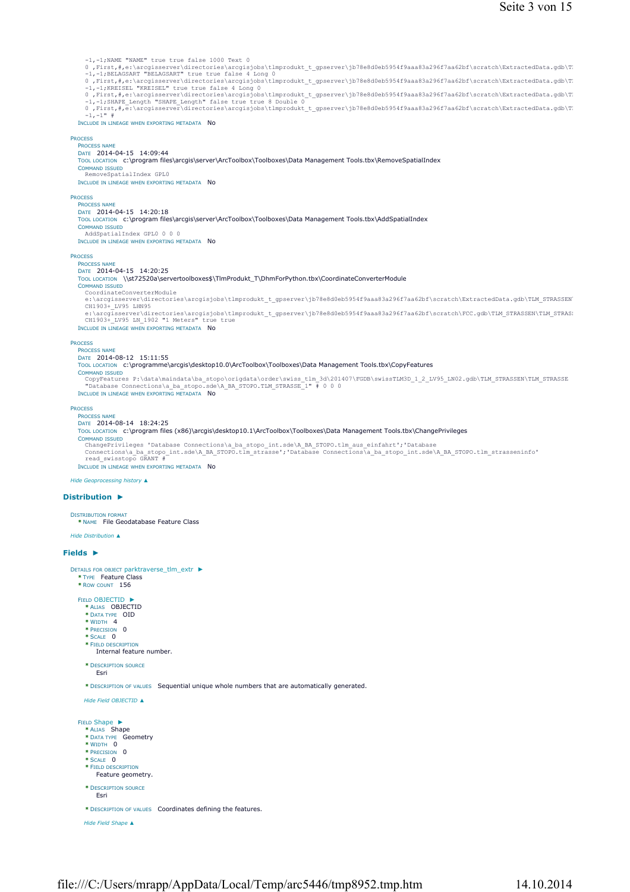```
-1,-1;NAME "NAME" true true false 1000 Text 0
0 ,First,#,e:\arcgisserver\directories\arcgisjobs\tlmprodukt_t_gpserver\jb78e8d0eb5954f9aaa83a296f7aa62bf\scratch\ExtractedData.gdb\T:
-1,-1;BELAGSART "BELAGSART" true true false 4 Long 0
0 ,First,#,e:\arcgisserver\directories\arcgisjobs\tlmprodukt_t_gpserver\jb78e8d0eb5954f9aaa83a296f7aa62bf\scratch\ExtractedData.gdb\T:
-1,-1;KREISEL "KREISEL" true true false 4 Long 0
0 ,First,#,e:\arcgisserver\directories\arcgisjobs\tlmprodukt_t_gpserver\jb78e8d0eb5954f9aaa83a296f7aa62bf\scratch\ExtractedData.gdb\T:
-1,-1;SHAPE_Length "SHAPE_Length" false true true 8 Double 0
0 ,First,#,e:\arcgisserver\directories\arcgisjobs\tlmprodukt_t_gpserver\jb78e8d0eb5954f9aaa83a296f7aa62bf\scratch\ExtractedData.gdb\T:
-1,-1" #
```

INCLUDE IN LINEAGE WHEN EXPORTING METADATA No

PROCESS
PROCESS NAME
DATE 2014-04-15 14:09:44
TOOL LOCATION c:\program files\arcgis\server\ArcToolbox\Toolboxes\Data Management Tools.tbx\RemoveSpatialIndex
COMMAND ISSUED

```
RemoveSpatialIndex GPL0
```

INCLUDE IN LINEAGE WHEN EXPORTING METADATA No

PROCESS
PROCESS NAME
DATE 2014-04-15 14:20:18
TOOL LOCATION c:\program files\arcgis\server\ArcToolbox\Toolboxes\Data Management Tools.tbx\AddSpatialIndex
COMMAND ISSUED

```
AddSpatialIndex GPL0 0 0 0
```

INCLUDE IN LINEAGE WHEN EXPORTING METADATA No

PROCESS
PROCESS NAME
DATE 2014-04-15 14:20:25
TOOL LOCATION \\st72520a\servertoolboxes$\TlmProdukt_T\DhmForPython.tbx\CoordinateConverterModule
COMMAND ISSUED

```
CoordinateConverterModule
e:\arcgisserver\directories\arcgisjobs\tlmprodukt_t_gpserver\jb78e8d0eb5954f9aaa83a296f7aa62bf\scratch\ExtractedData.gdb\TLM_STRASSEN
CH1903+_LV95 LHN95
e:\arcgisserver\directories\arcgisjobs\tlmprodukt_t_gpserver\jb78e8d0eb5954f9aaa83a296f7aa62bf\scratch\FCC.gdb\TLM_STRASSEN\TLM_STRAS:
CH1903+_LV95 LN_1902 "1 Meters" true true
```

INCLUDE IN LINEAGE WHEN EXPORTING METADATA No

PROCESS
PROCESS NAME
DATE 2014-08-12 15:11:55
TOOL LOCATION c:\programme\arcgis\desktop10.0\ArcToolbox\Toolboxes\Data Management Tools.tbx\CopyFeatures
COMMAND ISSUED

```
CopyFeatures P:\data\maindata\ba_stopo\origdata\order\swiss_tlm_3d\201407\FGDB\swissTLM3D_1_2_LV95_LN02.gdb\TLM_STRASSEN\TLM_STRASSE
"Database Connections\a_ba_stopo.sde\A_BA_STOPO.TLM_STRASSE_1" # 0 0 0
```

INCLUDE IN LINEAGE WHEN EXPORTING METADATA No

PROCESS
PROCESS NAME
DATE 2014-08-14 18:24:25
TOOL LOCATION c:\program files (x86)\arcgis\desktop10.1\ArcToolbox\Toolboxes\Data Management Tools.tbx\ChangePrivileges
COMMAND ISSUED

```
ChangePrivileges 'Database Connections\a_ba_stopo_int.sde\A_BA_STOPO.tlm_aus_einfahrt';'Database
Connections\a_ba_stopo_int.sde\A_BA_STOPO.tlm_strasse';'Database Connections\a_ba_stopo_int.sde\A_BA_STOPO.tlm_strasseninfo'
read_swisstopo GRANT #
```

INCLUDE IN LINEAGE WHEN EXPORTING METADATA No

*Hide Geoprocessing history ▲*

## Distribution ►

DISTRIBUTION FORMAT
* NAME File Geodatabase Feature Class

*Hide Distribution ▲*

## Fields ►

DETAILS FOR OBJECT parktraverse_tlm_extr ►
* TYPE Feature Class
* ROW COUNT 156

FIELD OBJECTID ►
* ALIAS OBJECTID
* DATA TYPE OID
* WIDTH 4
* PRECISION 0
* SCALE 0
* FIELD DESCRIPTION
  Internal feature number.

* DESCRIPTION SOURCE
  Esri

* DESCRIPTION OF VALUES Sequential unique whole numbers that are automatically generated.

*Hide Field OBJECTID ▲*

FIELD Shape ►
* ALIAS Shape
* DATA TYPE Geometry
* WIDTH 0
* PRECISION 0
* SCALE 0
* FIELD DESCRIPTION
  Feature geometry.

* DESCRIPTION SOURCE
  Esri

* DESCRIPTION OF VALUES Coordinates defining the features.

*Hide Field Shape ▲*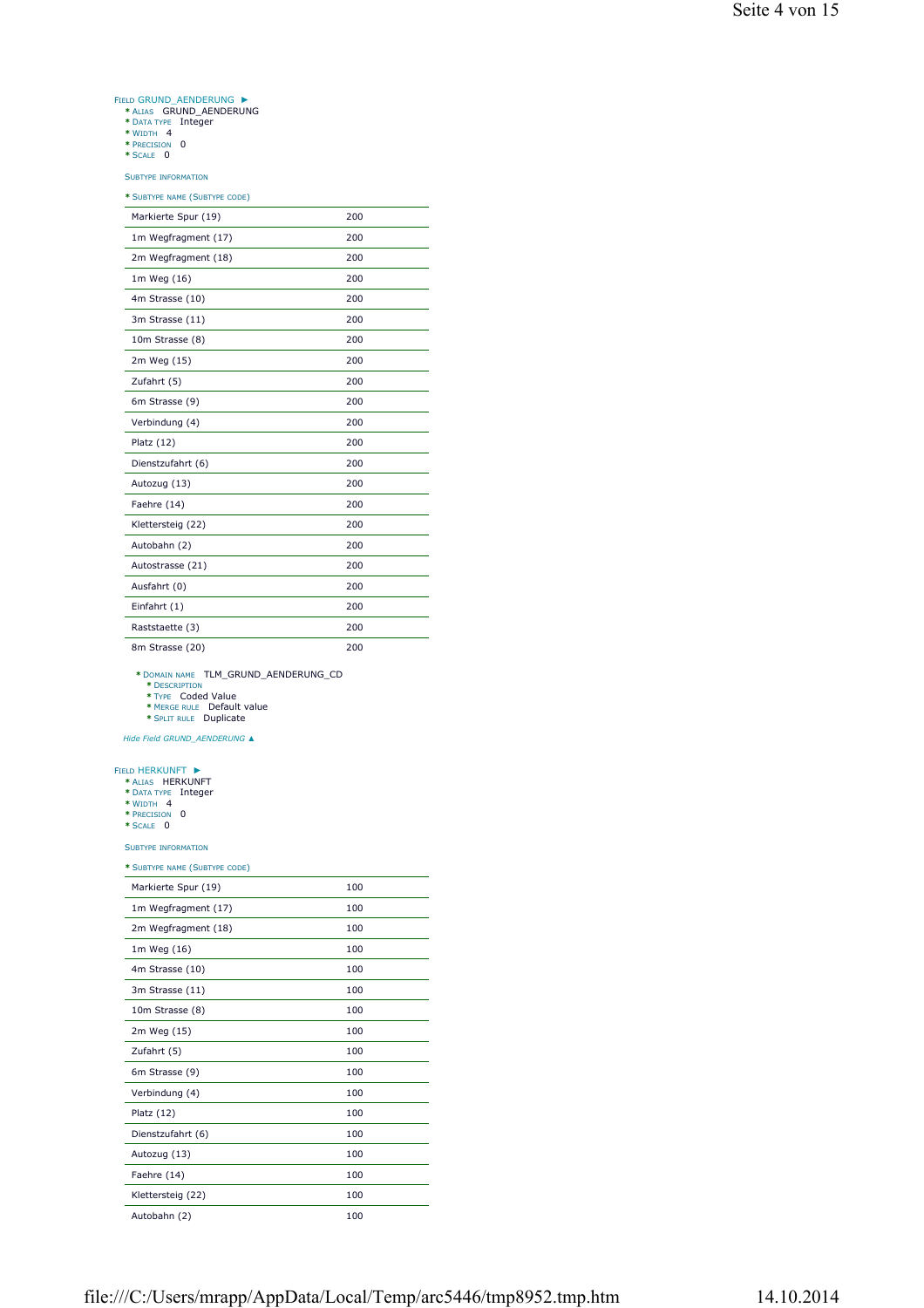Field GRUND_AENDERUNG ►

- * Alias GRUND_AENDERUNG
- * Data type Integer
- * Width 4
- * Precision 0
- * Scale 0

Subtype information

* Subtype name (Subtype code)

| | |
|---|---|
| Markierte Spur (19) | 200 |
| 1m Wegfragment (17) | 200 |
| 2m Wegfragment (18) | 200 |
| 1m Weg (16) | 200 |
| 4m Strasse (10) | 200 |
| 3m Strasse (11) | 200 |
| 10m Strasse (8) | 200 |
| 2m Weg (15) | 200 |
| Zufahrt (5) | 200 |
| 6m Strasse (9) | 200 |
| Verbindung (4) | 200 |
| Platz (12) | 200 |
| Dienstzufahrt (6) | 200 |
| Autozug (13) | 200 |
| Faehre (14) | 200 |
| Klettersteig (22) | 200 |
| Autobahn (2) | 200 |
| Autostrasse (21) | 200 |
| Ausfahrt (0) | 200 |
| Einfahrt (1) | 200 |
| Raststaette (3) | 200 |
| 8m Strasse (20) | 200 |

- * Domain name TLM_GRUND_AENDERUNG_CD
  - * Description
  - * Type Coded Value
  - * Merge rule Default value
  - * Split rule Duplicate

*Hide Field GRUND_AENDERUNG ▲*

Field HERKUNFT ►

- * Alias HERKUNFT
- * Data type Integer
- * Width 4
- * Precision 0
- * Scale 0

Subtype information

* Subtype name (Subtype code)

| | |
|---|---|
| Markierte Spur (19) | 100 |
| 1m Wegfragment (17) | 100 |
| 2m Wegfragment (18) | 100 |
| 1m Weg (16) | 100 |
| 4m Strasse (10) | 100 |
| 3m Strasse (11) | 100 |
| 10m Strasse (8) | 100 |
| 2m Weg (15) | 100 |
| Zufahrt (5) | 100 |
| 6m Strasse (9) | 100 |
| Verbindung (4) | 100 |
| Platz (12) | 100 |
| Dienstzufahrt (6) | 100 |
| Autozug (13) | 100 |
| Faehre (14) | 100 |
| Klettersteig (22) | 100 |
| Autobahn (2) | 100 |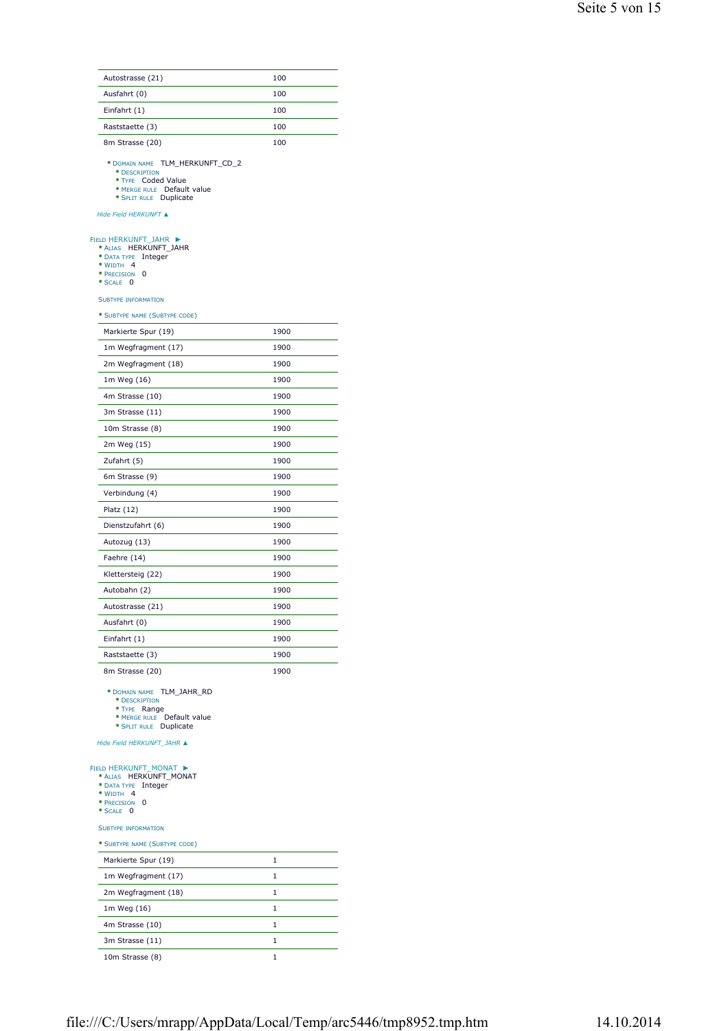| | |
|---|---|
| Autostrasse (21) | 100 |
| Ausfahrt (0) | 100 |
| Einfahrt (1) | 100 |
| Raststaette (3) | 100 |
| 8m Strasse (20) | 100 |

- * DOMAIN NAME TLM_HERKUNFT_CD_2
  - * DESCRIPTION
  - * TYPE Coded Value
  - * MERGE RULE Default value
  - * SPLIT RULE Duplicate

*Hide Field HERKUNFT ▲*

FIELD HERKUNFT_JAHR ►

- * ALIAS HERKUNFT_JAHR
- * DATA TYPE Integer
- * WIDTH 4
- * PRECISION 0
- * SCALE 0

SUBTYPE INFORMATION

* SUBTYPE NAME (SUBTYPE CODE)

| | |
|---|---|
| Markierte Spur (19) | 1900 |
| 1m Wegfragment (17) | 1900 |
| 2m Wegfragment (18) | 1900 |
| 1m Weg (16) | 1900 |
| 4m Strasse (10) | 1900 |
| 3m Strasse (11) | 1900 |
| 10m Strasse (8) | 1900 |
| 2m Weg (15) | 1900 |
| Zufahrt (5) | 1900 |
| 6m Strasse (9) | 1900 |
| Verbindung (4) | 1900 |
| Platz (12) | 1900 |
| Dienstzufahrt (6) | 1900 |
| Autozug (13) | 1900 |
| Faehre (14) | 1900 |
| Klettersteig (22) | 1900 |
| Autobahn (2) | 1900 |
| Autostrasse (21) | 1900 |
| Ausfahrt (0) | 1900 |
| Einfahrt (1) | 1900 |
| Raststaette (3) | 1900 |
| 8m Strasse (20) | 1900 |

- * DOMAIN NAME TLM_JAHR_RD
  - * DESCRIPTION
  - * TYPE Range
  - * MERGE RULE Default value
  - * SPLIT RULE Duplicate

*Hide Field HERKUNFT_JAHR ▲*

FIELD HERKUNFT_MONAT ►

- * ALIAS HERKUNFT_MONAT
- * DATA TYPE Integer
- * WIDTH 4
- * PRECISION 0
- * SCALE 0

SUBTYPE INFORMATION

* SUBTYPE NAME (SUBTYPE CODE)

| | |
|---|---|
| Markierte Spur (19) | 1 |
| 1m Wegfragment (17) | 1 |
| 2m Wegfragment (18) | 1 |
| 1m Weg (16) | 1 |
| 4m Strasse (10) | 1 |
| 3m Strasse (11) | 1 |
| 10m Strasse (8) | 1 |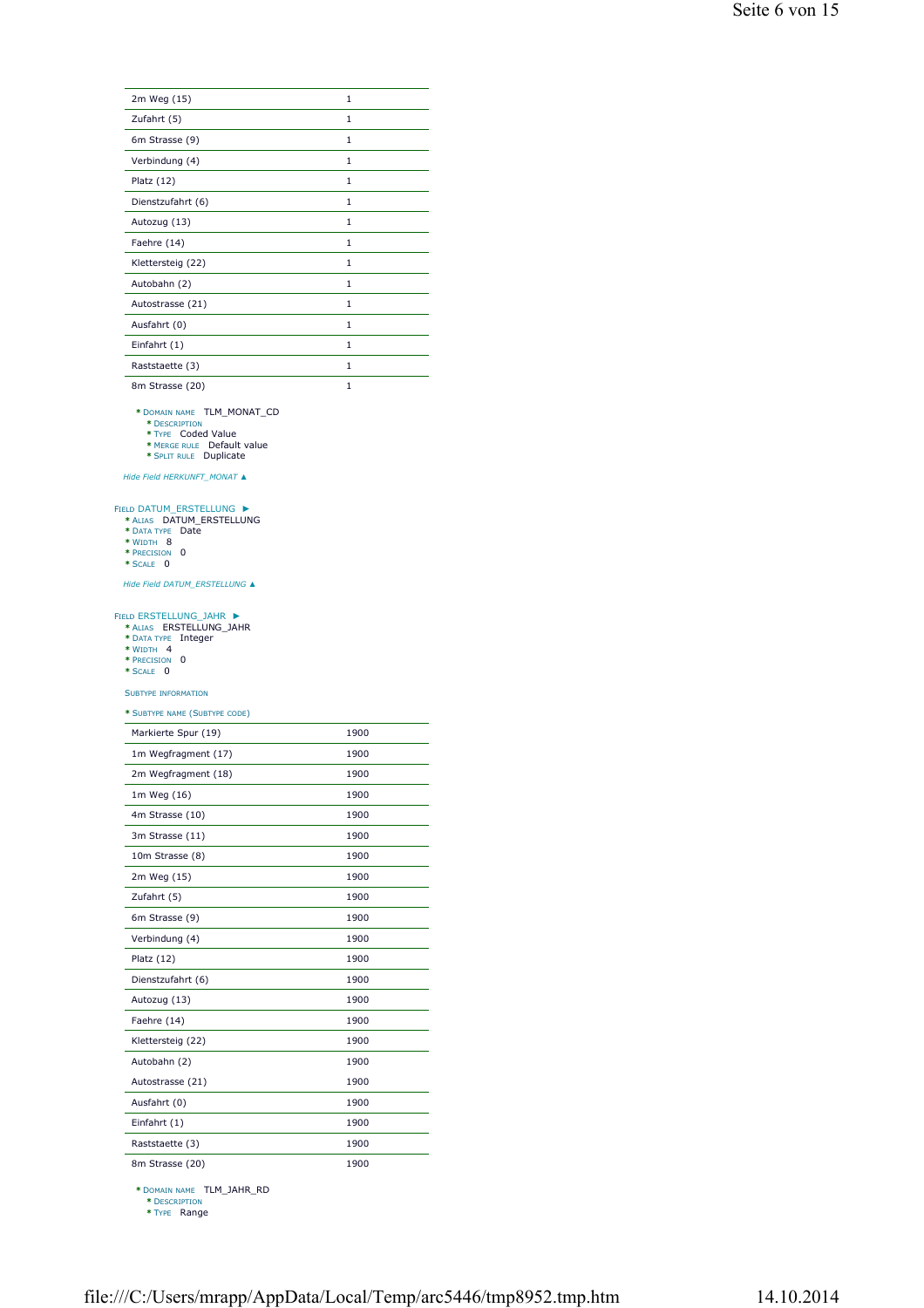| | |
|---|---|
| 2m Weg (15) | 1 |
| Zufahrt (5) | 1 |
| 6m Strasse (9) | 1 |
| Verbindung (4) | 1 |
| Platz (12) | 1 |
| Dienstzufahrt (6) | 1 |
| Autozug (13) | 1 |
| Faehre (14) | 1 |
| Klettersteig (22) | 1 |
| Autobahn (2) | 1 |
| Autostrasse (21) | 1 |
| Ausfahrt (0) | 1 |
| Einfahrt (1) | 1 |
| Raststaette (3) | 1 |
| 8m Strasse (20) | 1 |

- * DOMAIN NAME TLM_MONAT_CD
  - * DESCRIPTION
  - * TYPE Coded Value
  - * MERGE RULE Default value
  - * SPLIT RULE Duplicate

*Hide Field HERKUNFT_MONAT ▲*

FIELD DATUM_ERSTELLUNG ►

- * ALIAS DATUM_ERSTELLUNG
- * DATA TYPE Date
- * WIDTH 8
- * PRECISION 0
- * SCALE 0

*Hide Field DATUM_ERSTELLUNG ▲*

FIELD ERSTELLUNG_JAHR ►

- * ALIAS ERSTELLUNG_JAHR
- * DATA TYPE Integer
- * WIDTH 4
- * PRECISION 0
- * SCALE 0

SUBTYPE INFORMATION

* SUBTYPE NAME (SUBTYPE CODE)

| | |
|---|---|
| Markierte Spur (19) | 1900 |
| 1m Wegfragment (17) | 1900 |
| 2m Wegfragment (18) | 1900 |
| 1m Weg (16) | 1900 |
| 4m Strasse (10) | 1900 |
| 3m Strasse (11) | 1900 |
| 10m Strasse (8) | 1900 |
| 2m Weg (15) | 1900 |
| Zufahrt (5) | 1900 |
| 6m Strasse (9) | 1900 |
| Verbindung (4) | 1900 |
| Platz (12) | 1900 |
| Dienstzufahrt (6) | 1900 |
| Autozug (13) | 1900 |
| Faehre (14) | 1900 |
| Klettersteig (22) | 1900 |
| Autobahn (2) | 1900 |
| Autostrasse (21) | 1900 |
| Ausfahrt (0) | 1900 |
| Einfahrt (1) | 1900 |
| Raststaette (3) | 1900 |
| 8m Strasse (20) | 1900 |

- * DOMAIN NAME TLM_JAHR_RD
  - * DESCRIPTION
  - * TYPE Range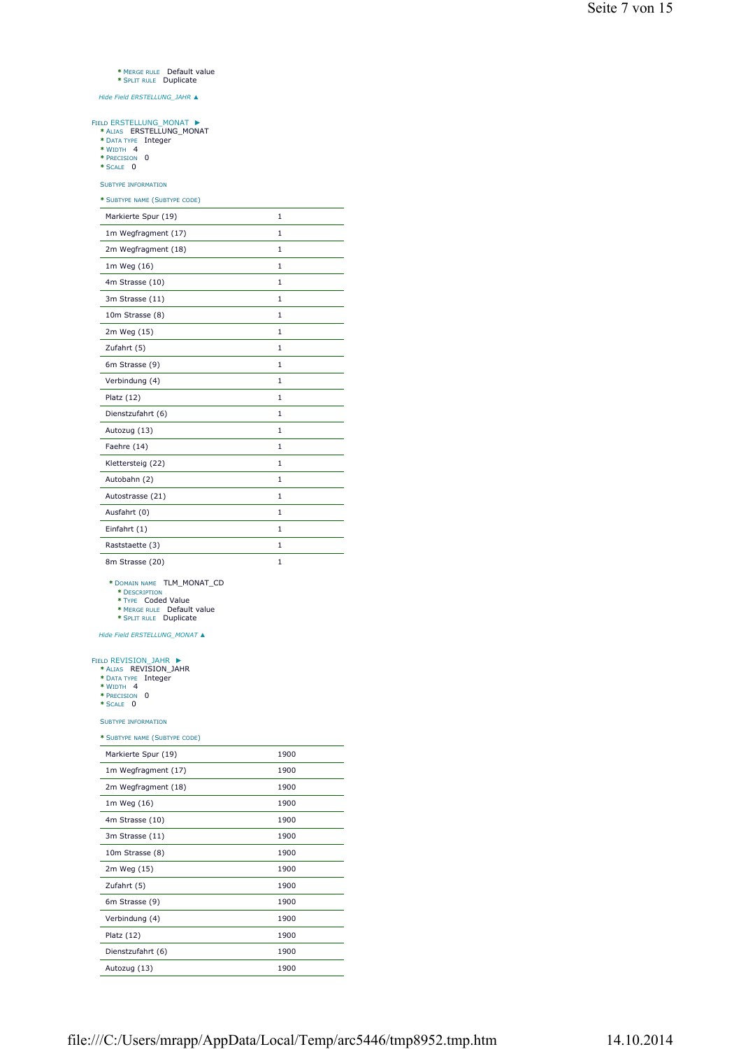* MERGE RULE Default value
* SPLIT RULE Duplicate

*Hide Field ERSTELLUNG_JAHR ▲*

FIELD ERSTELLUNG_MONAT ►

* ALIAS ERSTELLUNG_MONAT
* DATA TYPE Integer
* WIDTH 4
* PRECISION 0
* SCALE 0

SUBTYPE INFORMATION

* SUBTYPE NAME (SUBTYPE CODE)

| | |
|---|---|
| Markierte Spur (19) | 1 |
| 1m Wegfragment (17) | 1 |
| 2m Wegfragment (18) | 1 |
| 1m Weg (16) | 1 |
| 4m Strasse (10) | 1 |
| 3m Strasse (11) | 1 |
| 10m Strasse (8) | 1 |
| 2m Weg (15) | 1 |
| Zufahrt (5) | 1 |
| 6m Strasse (9) | 1 |
| Verbindung (4) | 1 |
| Platz (12) | 1 |
| Dienstzufahrt (6) | 1 |
| Autozug (13) | 1 |
| Faehre (14) | 1 |
| Klettersteig (22) | 1 |
| Autobahn (2) | 1 |
| Autostrasse (21) | 1 |
| Ausfahrt (0) | 1 |
| Einfahrt (1) | 1 |
| Raststaette (3) | 1 |
| 8m Strasse (20) | 1 |

* DOMAIN NAME TLM_MONAT_CD
  * DESCRIPTION
  * TYPE Coded Value
  * MERGE RULE Default value
  * SPLIT RULE Duplicate

*Hide Field ERSTELLUNG_MONAT ▲*

FIELD REVISION_JAHR ►

* ALIAS REVISION_JAHR
* DATA TYPE Integer
* WIDTH 4
* PRECISION 0
* SCALE 0

SUBTYPE INFORMATION

* SUBTYPE NAME (SUBTYPE CODE)

| | |
|---|---|
| Markierte Spur (19) | 1900 |
| 1m Wegfragment (17) | 1900 |
| 2m Wegfragment (18) | 1900 |
| 1m Weg (16) | 1900 |
| 4m Strasse (10) | 1900 |
| 3m Strasse (11) | 1900 |
| 10m Strasse (8) | 1900 |
| 2m Weg (15) | 1900 |
| Zufahrt (5) | 1900 |
| 6m Strasse (9) | 1900 |
| Verbindung (4) | 1900 |
| Platz (12) | 1900 |
| Dienstzufahrt (6) | 1900 |
| Autozug (13) | 1900 |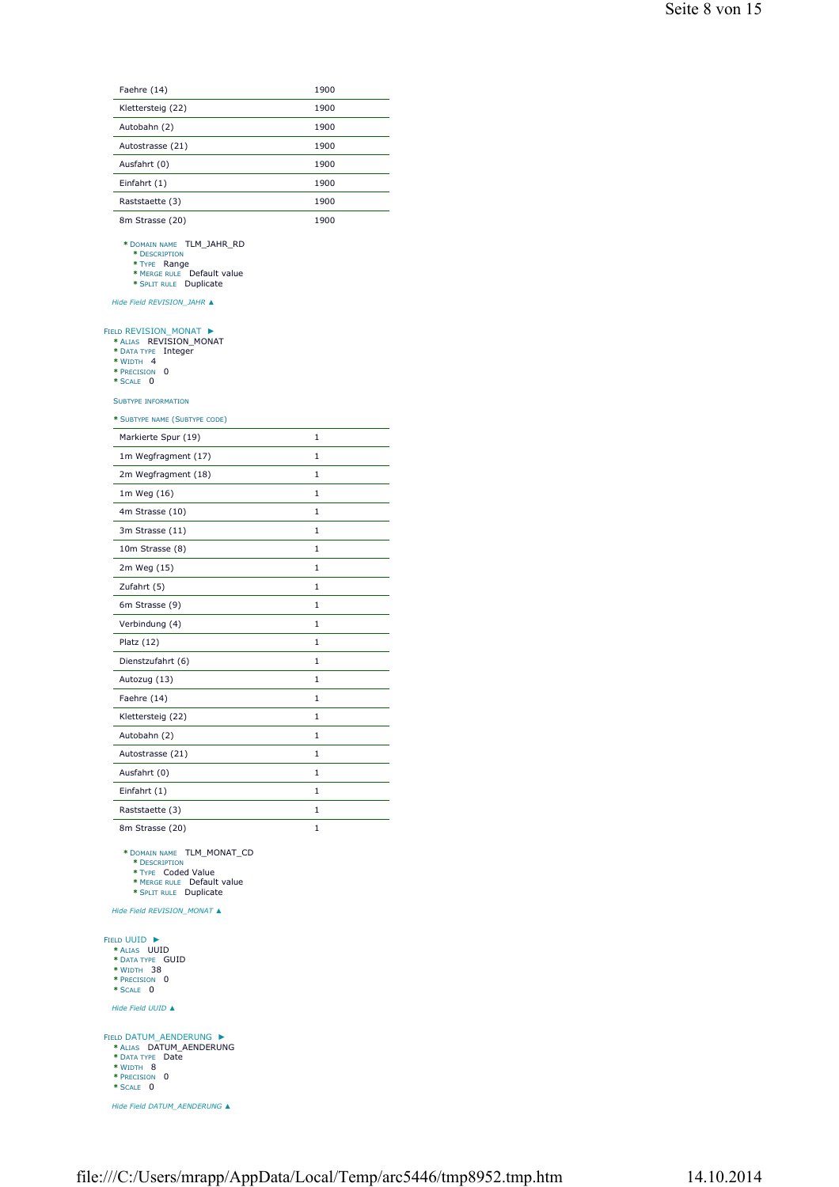| | |
|---|---|
| Faehre (14) | 1900 |
| Klettersteig (22) | 1900 |
| Autobahn (2) | 1900 |
| Autostrasse (21) | 1900 |
| Ausfahrt (0) | 1900 |
| Einfahrt (1) | 1900 |
| Raststaette (3) | 1900 |
| 8m Strasse (20) | 1900 |

- * DOMAIN NAME TLM_JAHR_RD
  - * DESCRIPTION
  - * TYPE Range
  - * MERGE RULE Default value
  - * SPLIT RULE Duplicate

*Hide Field REVISION_JAHR ▲*

FIELD REVISION_MONAT ►

- * ALIAS REVISION_MONAT
- * DATA TYPE Integer
- * WIDTH 4
- * PRECISION 0
- * SCALE 0

SUBTYPE INFORMATION

* SUBTYPE NAME (SUBTYPE CODE)

| | |
|---|---|
| Markierte Spur (19) | 1 |
| 1m Wegfragment (17) | 1 |
| 2m Wegfragment (18) | 1 |
| 1m Weg (16) | 1 |
| 4m Strasse (10) | 1 |
| 3m Strasse (11) | 1 |
| 10m Strasse (8) | 1 |
| 2m Weg (15) | 1 |
| Zufahrt (5) | 1 |
| 6m Strasse (9) | 1 |
| Verbindung (4) | 1 |
| Platz (12) | 1 |
| Dienstzufahrt (6) | 1 |
| Autozug (13) | 1 |
| Faehre (14) | 1 |
| Klettersteig (22) | 1 |
| Autobahn (2) | 1 |
| Autostrasse (21) | 1 |
| Ausfahrt (0) | 1 |
| Einfahrt (1) | 1 |
| Raststaette (3) | 1 |
| 8m Strasse (20) | 1 |

- * DOMAIN NAME TLM_MONAT_CD
  - * DESCRIPTION
  - * TYPE Coded Value
  - * MERGE RULE Default value
  - * SPLIT RULE Duplicate

*Hide Field REVISION_MONAT ▲*

FIELD UUID ►

- * ALIAS UUID
- * DATA TYPE GUID
- * WIDTH 38
- * PRECISION 0
- * SCALE 0

*Hide Field UUID ▲*

FIELD DATUM_AENDERUNG ►

- * ALIAS DATUM_AENDERUNG
- * DATA TYPE Date
- * WIDTH 8
- * PRECISION 0
- * SCALE 0

*Hide Field DATUM_AENDERUNG ▲*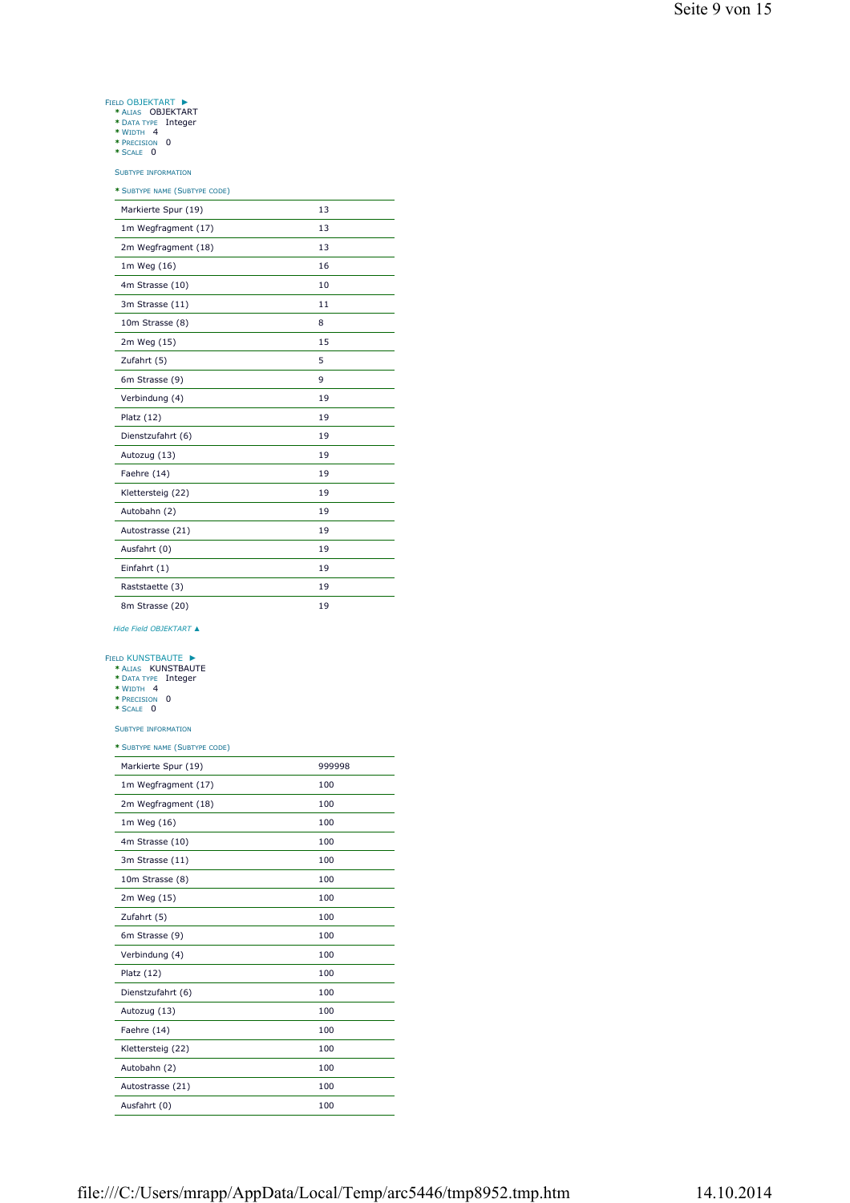Field OBJEKTART ►

* Alias OBJEKTART
* Data type Integer
* Width 4
* Precision 0
* Scale 0

Subtype information

* Subtype name (Subtype code)

| | |
|---|---|
| Markierte Spur (19) | 13 |
| 1m Wegfragment (17) | 13 |
| 2m Wegfragment (18) | 13 |
| 1m Weg (16) | 16 |
| 4m Strasse (10) | 10 |
| 3m Strasse (11) | 11 |
| 10m Strasse (8) | 8 |
| 2m Weg (15) | 15 |
| Zufahrt (5) | 5 |
| 6m Strasse (9) | 9 |
| Verbindung (4) | 19 |
| Platz (12) | 19 |
| Dienstzufahrt (6) | 19 |
| Autozug (13) | 19 |
| Faehre (14) | 19 |
| Klettersteig (22) | 19 |
| Autobahn (2) | 19 |
| Autostrasse (21) | 19 |
| Ausfahrt (0) | 19 |
| Einfahrt (1) | 19 |
| Raststaette (3) | 19 |
| 8m Strasse (20) | 19 |

*Hide Field OBJEKTART ▲*

Field KUNSTBAUTE ►

* Alias KUNSTBAUTE
* Data type Integer
* Width 4
* Precision 0
* Scale 0

Subtype information

* Subtype name (Subtype code)

| | |
|---|---|
| Markierte Spur (19) | 999998 |
| 1m Wegfragment (17) | 100 |
| 2m Wegfragment (18) | 100 |
| 1m Weg (16) | 100 |
| 4m Strasse (10) | 100 |
| 3m Strasse (11) | 100 |
| 10m Strasse (8) | 100 |
| 2m Weg (15) | 100 |
| Zufahrt (5) | 100 |
| 6m Strasse (9) | 100 |
| Verbindung (4) | 100 |
| Platz (12) | 100 |
| Dienstzufahrt (6) | 100 |
| Autozug (13) | 100 |
| Faehre (14) | 100 |
| Klettersteig (22) | 100 |
| Autobahn (2) | 100 |
| Autostrasse (21) | 100 |
| Ausfahrt (0) | 100 |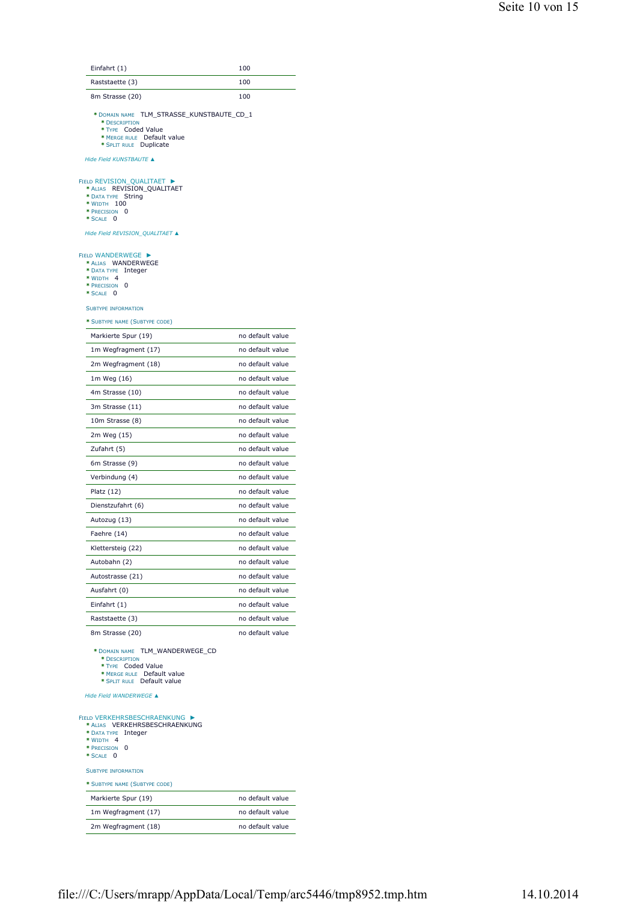| | |
|---|---|
| Einfahrt (1) | 100 |
| Raststaette (3) | 100 |
| 8m Strasse (20) | 100 |

* DOMAIN NAME TLM_STRASSE_KUNSTBAUTE_CD_1
  * DESCRIPTION
  * TYPE Coded Value
  * MERGE RULE Default value
  * SPLIT RULE Duplicate

*Hide Field KUNSTBAUTE ▲*

FIELD REVISION_QUALITAET ►

* ALIAS REVISION_QUALITAET
* DATA TYPE String
* WIDTH 100
* PRECISION 0
* SCALE 0

*Hide Field REVISION_QUALITAET ▲*

FIELD WANDERWEGE ►

* ALIAS WANDERWEGE
* DATA TYPE Integer
* WIDTH 4
* PRECISION 0
* SCALE 0

SUBTYPE INFORMATION

* SUBTYPE NAME (SUBTYPE CODE)

| | |
|---|---|
| Markierte Spur (19) | no default value |
| 1m Wegfragment (17) | no default value |
| 2m Wegfragment (18) | no default value |
| 1m Weg (16) | no default value |
| 4m Strasse (10) | no default value |
| 3m Strasse (11) | no default value |
| 10m Strasse (8) | no default value |
| 2m Weg (15) | no default value |
| Zufahrt (5) | no default value |
| 6m Strasse (9) | no default value |
| Verbindung (4) | no default value |
| Platz (12) | no default value |
| Dienstzufahrt (6) | no default value |
| Autozug (13) | no default value |
| Faehre (14) | no default value |
| Klettersteig (22) | no default value |
| Autobahn (2) | no default value |
| Autostrasse (21) | no default value |
| Ausfahrt (0) | no default value |
| Einfahrt (1) | no default value |
| Raststaette (3) | no default value |
| 8m Strasse (20) | no default value |

* DOMAIN NAME TLM_WANDERWEGE_CD
  * DESCRIPTION
  * TYPE Coded Value
  * MERGE RULE Default value
  * SPLIT RULE Default value

*Hide Field WANDERWEGE ▲*

FIELD VERKEHRSBESCHRAENKUNG ►

* ALIAS VERKEHRSBESCHRAENKUNG
* DATA TYPE Integer
* WIDTH 4
* PRECISION 0
* SCALE 0

SUBTYPE INFORMATION

* SUBTYPE NAME (SUBTYPE CODE)

| | |
|---|---|
| Markierte Spur (19) | no default value |
| 1m Wegfragment (17) | no default value |
| 2m Wegfragment (18) | no default value |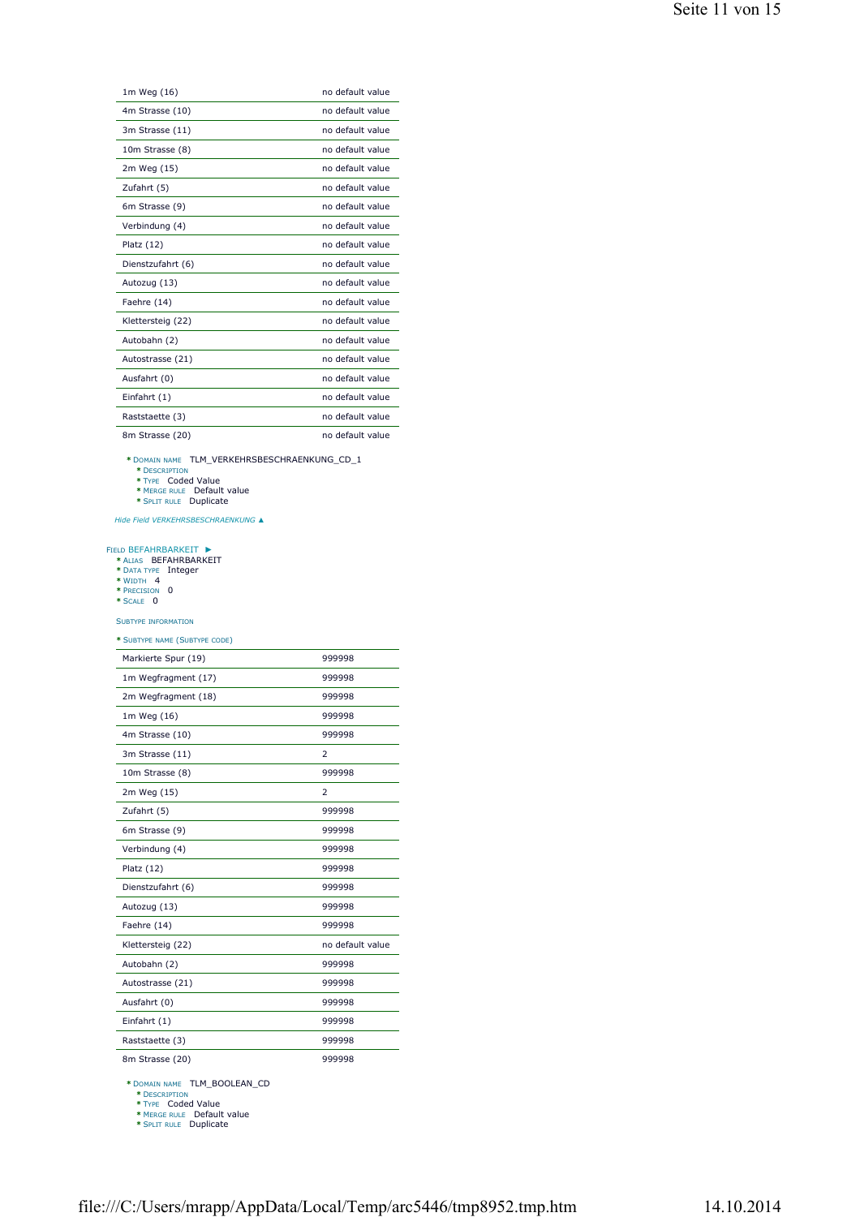| | |
|---|---|
| 1m Weg (16) | no default value |
| 4m Strasse (10) | no default value |
| 3m Strasse (11) | no default value |
| 10m Strasse (8) | no default value |
| 2m Weg (15) | no default value |
| Zufahrt (5) | no default value |
| 6m Strasse (9) | no default value |
| Verbindung (4) | no default value |
| Platz (12) | no default value |
| Dienstzufahrt (6) | no default value |
| Autozug (13) | no default value |
| Faehre (14) | no default value |
| Klettersteig (22) | no default value |
| Autobahn (2) | no default value |
| Autostrasse (21) | no default value |
| Ausfahrt (0) | no default value |
| Einfahrt (1) | no default value |
| Raststaette (3) | no default value |
| 8m Strasse (20) | no default value |

* DOMAIN NAME TLM_VERKEHRSBESCHRAENKUNG_CD_1
  * DESCRIPTION
  * TYPE Coded Value
  * MERGE RULE Default value
  * SPLIT RULE Duplicate

*Hide Field VERKEHRSBESCHRAENKUNG ▲*

FIELD BEFAHRBARKEIT ►
* ALIAS BEFAHRBARKEIT
* DATA TYPE Integer
* WIDTH 4
* PRECISION 0
* SCALE 0

SUBTYPE INFORMATION

* SUBTYPE NAME (SUBTYPE CODE)

| | |
|---|---|
| Markierte Spur (19) | 999998 |
| 1m Wegfragment (17) | 999998 |
| 2m Wegfragment (18) | 999998 |
| 1m Weg (16) | 999998 |
| 4m Strasse (10) | 999998 |
| 3m Strasse (11) | 2 |
| 10m Strasse (8) | 999998 |
| 2m Weg (15) | 2 |
| Zufahrt (5) | 999998 |
| 6m Strasse (9) | 999998 |
| Verbindung (4) | 999998 |
| Platz (12) | 999998 |
| Dienstzufahrt (6) | 999998 |
| Autozug (13) | 999998 |
| Faehre (14) | 999998 |
| Klettersteig (22) | no default value |
| Autobahn (2) | 999998 |
| Autostrasse (21) | 999998 |
| Ausfahrt (0) | 999998 |
| Einfahrt (1) | 999998 |
| Raststaette (3) | 999998 |
| 8m Strasse (20) | 999998 |

* DOMAIN NAME TLM_BOOLEAN_CD
  * DESCRIPTION
  * TYPE Coded Value
  * MERGE RULE Default value
  * SPLIT RULE Duplicate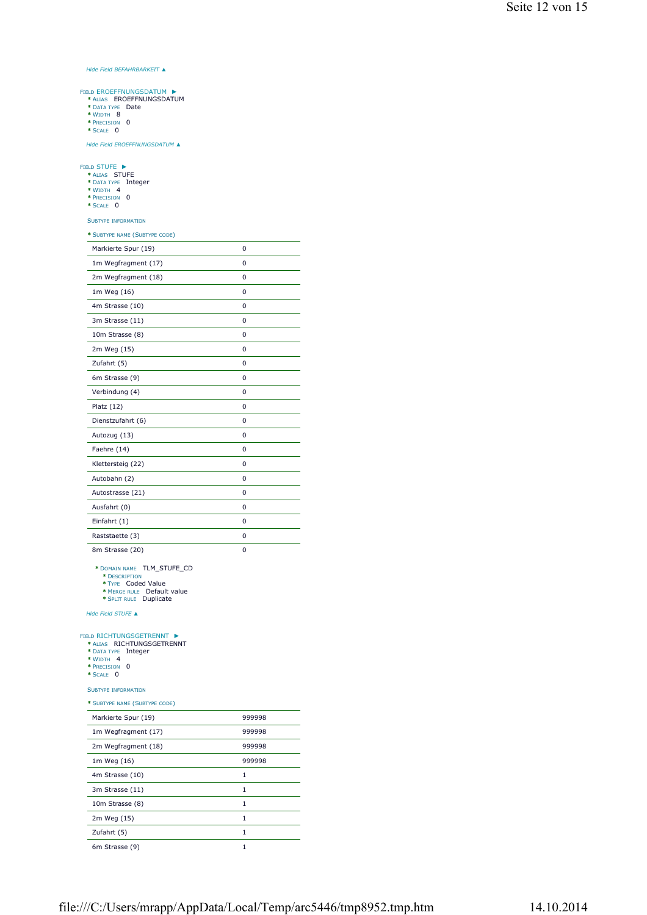*Hide Field BEFAHRBARKEIT ▲*

FIELD EROEFFNUNGSDATUM ►

- * ALIAS EROEFFNUNGSDATUM
- * DATA TYPE Date
- * WIDTH 8
- * PRECISION 0
- * SCALE 0

*Hide Field EROEFFNUNGSDATUM ▲*

FIELD STUFE ►

- * ALIAS STUFE
- * DATA TYPE Integer
- * WIDTH 4
- * PRECISION 0
- * SCALE 0

SUBTYPE INFORMATION

* SUBTYPE NAME (SUBTYPE CODE)

| | |
|---|---|
| Markierte Spur (19) | 0 |
| 1m Wegfragment (17) | 0 |
| 2m Wegfragment (18) | 0 |
| 1m Weg (16) | 0 |
| 4m Strasse (10) | 0 |
| 3m Strasse (11) | 0 |
| 10m Strasse (8) | 0 |
| 2m Weg (15) | 0 |
| Zufahrt (5) | 0 |
| 6m Strasse (9) | 0 |
| Verbindung (4) | 0 |
| Platz (12) | 0 |
| Dienstzufahrt (6) | 0 |
| Autozug (13) | 0 |
| Faehre (14) | 0 |
| Klettersteig (22) | 0 |
| Autobahn (2) | 0 |
| Autostrasse (21) | 0 |
| Ausfahrt (0) | 0 |
| Einfahrt (1) | 0 |
| Raststaette (3) | 0 |
| 8m Strasse (20) | 0 |

- * DOMAIN NAME TLM_STUFE_CD
  - * DESCRIPTION
  - * TYPE Coded Value
  - * MERGE RULE Default value
  - * SPLIT RULE Duplicate

*Hide Field STUFE ▲*

FIELD RICHTUNGSGETRENNT ►

- * ALIAS RICHTUNGSGETRENNT
- * DATA TYPE Integer
- * WIDTH 4
- * PRECISION 0
- * SCALE 0

SUBTYPE INFORMATION

* SUBTYPE NAME (SUBTYPE CODE)

| | |
|---|---|
| Markierte Spur (19) | 999998 |
| 1m Wegfragment (17) | 999998 |
| 2m Wegfragment (18) | 999998 |
| 1m Weg (16) | 999998 |
| 4m Strasse (10) | 1 |
| 3m Strasse (11) | 1 |
| 10m Strasse (8) | 1 |
| 2m Weg (15) | 1 |
| Zufahrt (5) | 1 |
| 6m Strasse (9) | 1 |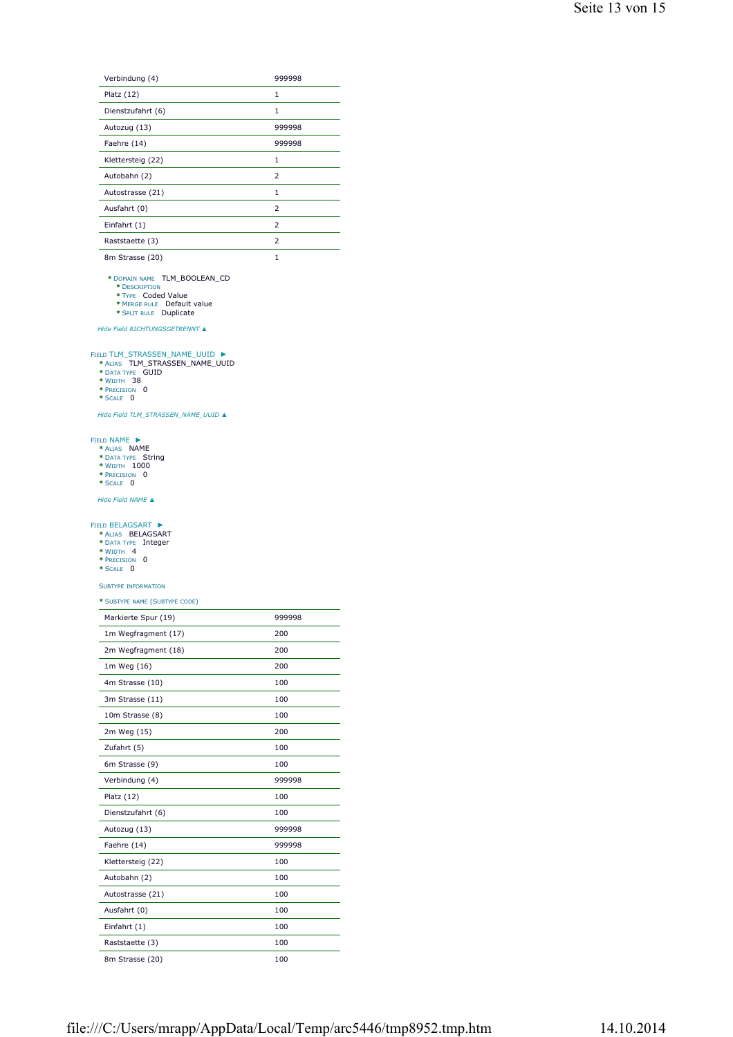| | |
|---|---|
| Verbindung (4) | 999998 |
| Platz (12) | 1 |
| Dienstzufahrt (6) | 1 |
| Autozug (13) | 999998 |
| Faehre (14) | 999998 |
| Klettersteig (22) | 1 |
| Autobahn (2) | 2 |
| Autostrasse (21) | 1 |
| Ausfahrt (0) | 2 |
| Einfahrt (1) | 2 |
| Raststaette (3) | 2 |
| 8m Strasse (20) | 1 |

- Domain name TLM_BOOLEAN_CD
  - Description
  - Type Coded Value
  - Merge rule Default value
  - Split rule Duplicate

*Hide Field RICHTUNGSGETRENNT ▲*

Field TLM_STRASSEN_NAME_UUID ►

- Alias TLM_STRASSEN_NAME_UUID
- Data type GUID
- Width 38
- Precision 0
- Scale 0

*Hide Field TLM_STRASSEN_NAME_UUID ▲*

Field NAME ►

- Alias NAME
- Data type String
- Width 1000
- Precision 0
- Scale 0

*Hide Field NAME ▲*

Field BELAGSART ►

- Alias BELAGSART
- Data type Integer
- Width 4
- Precision 0
- Scale 0

Subtype information

- Subtype name (Subtype code)

| | |
|---|---|
| Markierte Spur (19) | 999998 |
| 1m Wegfragment (17) | 200 |
| 2m Wegfragment (18) | 200 |
| 1m Weg (16) | 200 |
| 4m Strasse (10) | 100 |
| 3m Strasse (11) | 100 |
| 10m Strasse (8) | 100 |
| 2m Weg (15) | 200 |
| Zufahrt (5) | 100 |
| 6m Strasse (9) | 100 |
| Verbindung (4) | 999998 |
| Platz (12) | 100 |
| Dienstzufahrt (6) | 100 |
| Autozug (13) | 999998 |
| Faehre (14) | 999998 |
| Klettersteig (22) | 100 |
| Autobahn (2) | 100 |
| Autostrasse (21) | 100 |
| Ausfahrt (0) | 100 |
| Einfahrt (1) | 100 |
| Raststaette (3) | 100 |
| 8m Strasse (20) | 100 |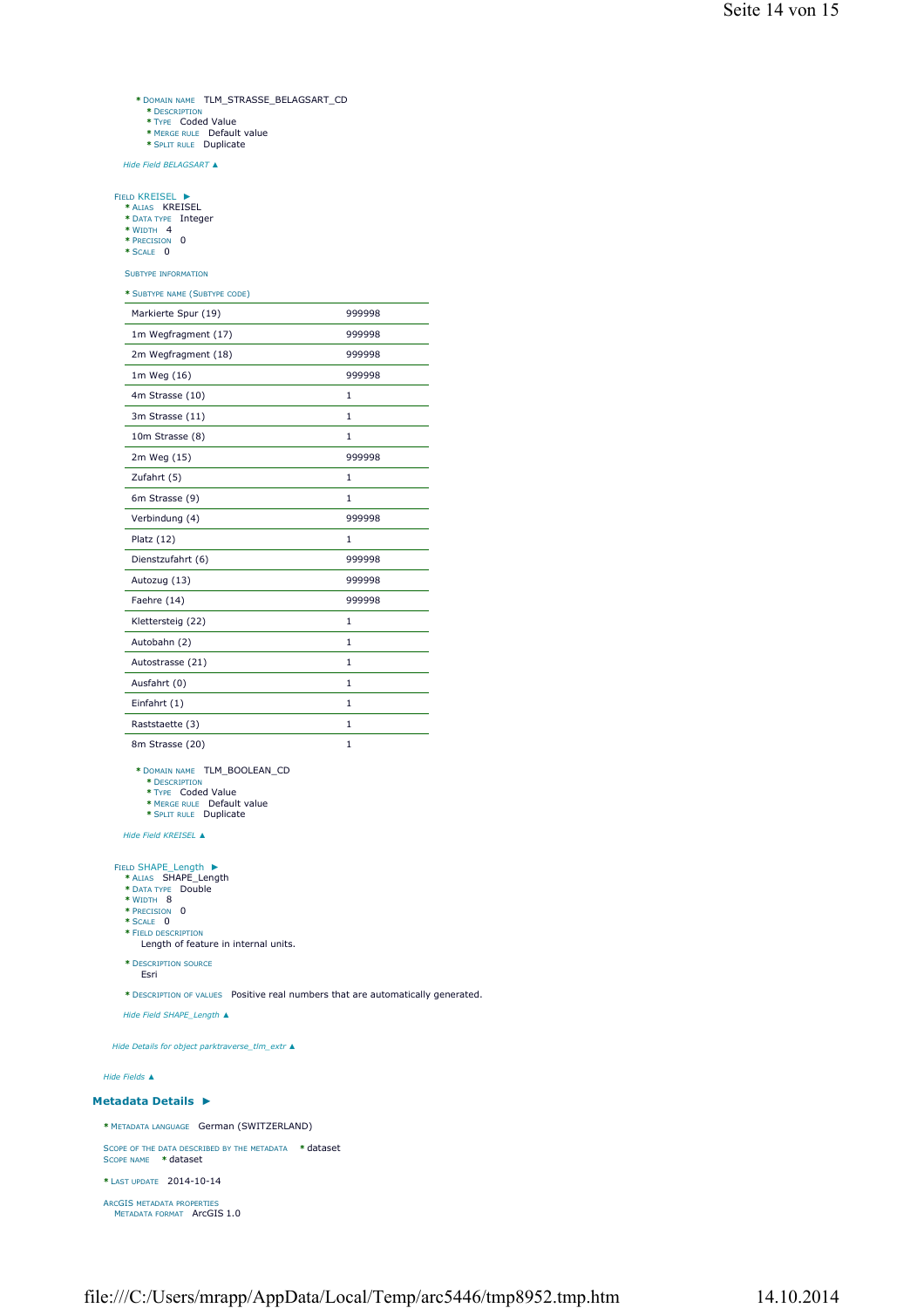* DOMAIN NAME TLM_STRASSE_BELAGSART_CD
  * DESCRIPTION
  * TYPE Coded Value
  * MERGE RULE Default value
  * SPLIT RULE Duplicate

*Hide Field BELAGSART ▲*

FIELD KREISEL ►

* ALIAS KREISEL
* DATA TYPE Integer
* WIDTH 4
* PRECISION 0
* SCALE 0

SUBTYPE INFORMATION

* SUBTYPE NAME (SUBTYPE CODE)

| | |
|---|---|
| Markierte Spur (19) | 999998 |
| 1m Wegfragment (17) | 999998 |
| 2m Wegfragment (18) | 999998 |
| 1m Weg (16) | 999998 |
| 4m Strasse (10) | 1 |
| 3m Strasse (11) | 1 |
| 10m Strasse (8) | 1 |
| 2m Weg (15) | 999998 |
| Zufahrt (5) | 1 |
| 6m Strasse (9) | 1 |
| Verbindung (4) | 999998 |
| Platz (12) | 1 |
| Dienstzufahrt (6) | 999998 |
| Autozug (13) | 999998 |
| Faehre (14) | 999998 |
| Klettersteig (22) | 1 |
| Autobahn (2) | 1 |
| Autostrasse (21) | 1 |
| Ausfahrt (0) | 1 |
| Einfahrt (1) | 1 |
| Raststaette (3) | 1 |
| 8m Strasse (20) | 1 |

* DOMAIN NAME TLM_BOOLEAN_CD
  * DESCRIPTION
  * TYPE Coded Value
  * MERGE RULE Default value
  * SPLIT RULE Duplicate

*Hide Field KREISEL ▲*

FIELD SHAPE_Length ►

* ALIAS SHAPE_Length
* DATA TYPE Double
* WIDTH 8
* PRECISION 0
* SCALE 0
* FIELD DESCRIPTION
  Length of feature in internal units.

* DESCRIPTION SOURCE
  Esri

* DESCRIPTION OF VALUES Positive real numbers that are automatically generated.

*Hide Field SHAPE_Length ▲*

*Hide Details for object parktraverse_tlm_extr ▲*

*Hide Fields ▲*

## Metadata Details ►

* METADATA LANGUAGE German (SWITZERLAND)

SCOPE OF THE DATA DESCRIBED BY THE METADATA * dataset
SCOPE NAME * dataset

* LAST UPDATE 2014-10-14

ARCGIS METADATA PROPERTIES
METADATA FORMAT ArcGIS 1.0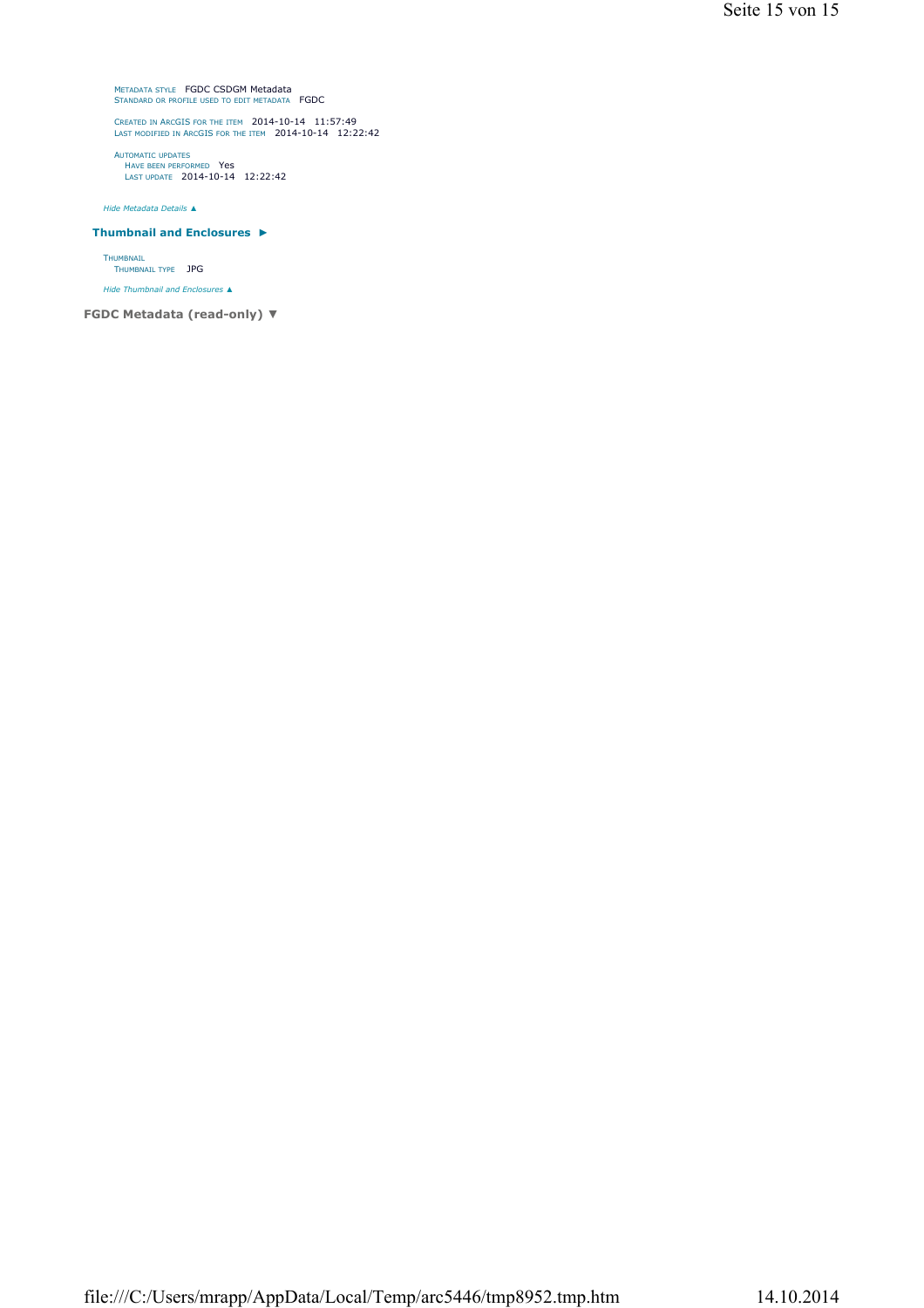METADATA STYLE FGDC CSDGM Metadata
STANDARD OR PROFILE USED TO EDIT METADATA FGDC

CREATED IN ARCGIS FOR THE ITEM 2014-10-14 11:57:49
LAST MODIFIED IN ARCGIS FOR THE ITEM 2014-10-14 12:22:42

AUTOMATIC UPDATES
HAVE BEEN PERFORMED Yes
LAST UPDATE 2014-10-14 12:22:42

*Hide Metadata Details ▲*

### Thumbnail and Enclosures ►

THUMBNAIL
THUMBNAIL TYPE JPG

*Hide Thumbnail and Enclosures ▲*

## FGDC Metadata (read-only) ▼